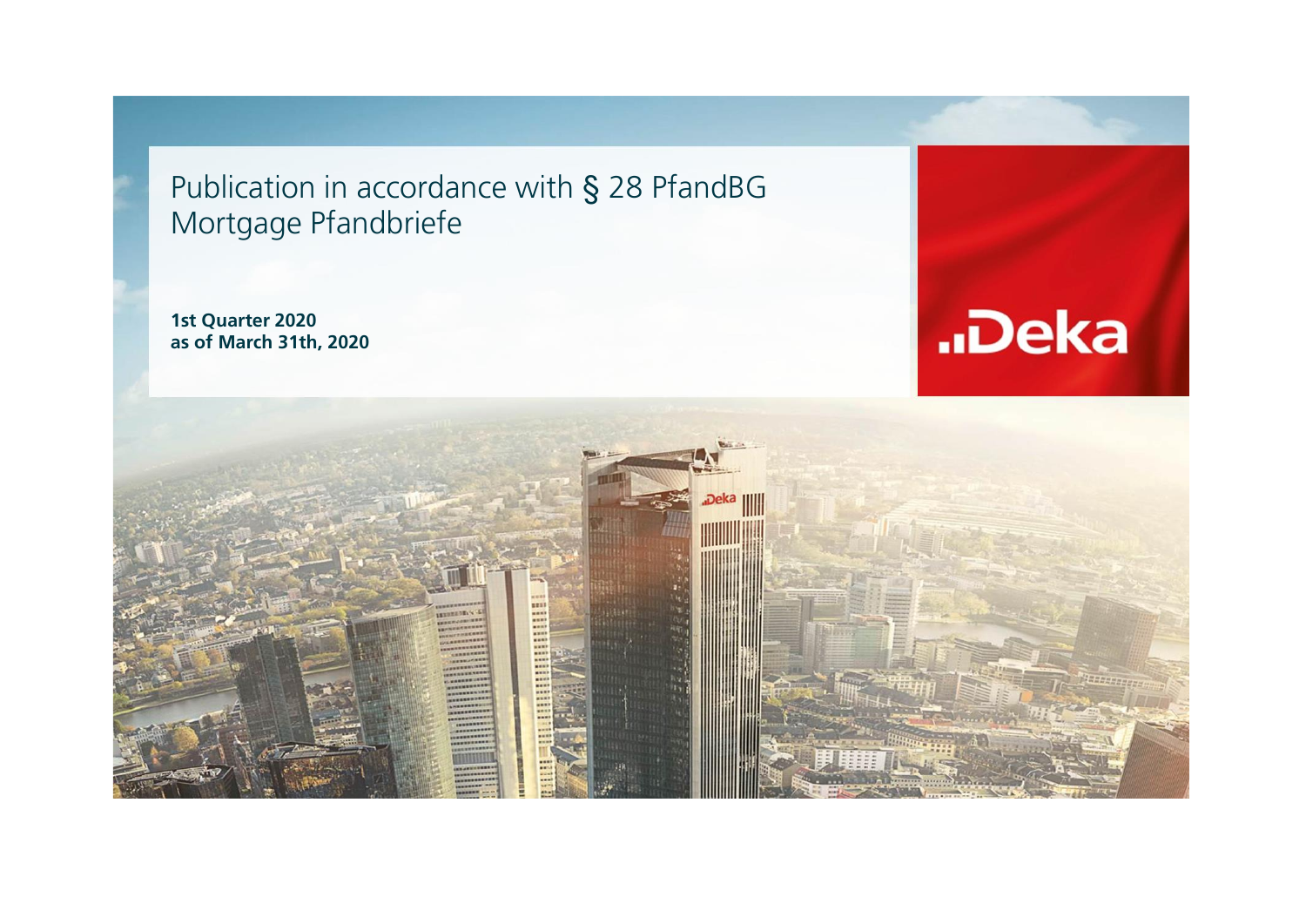# Publication in accordance with § 28 PfandBG Mortgage Pfandbriefe

**1st Quarter 2020**
**as of March 31th, 2020**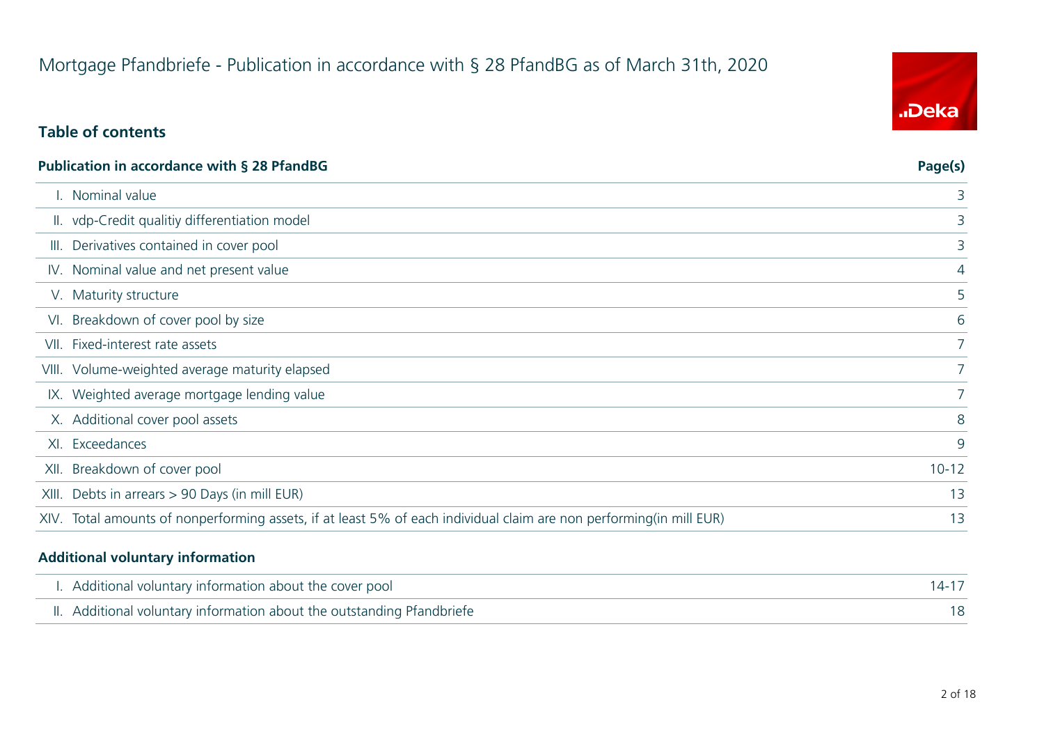# Mortgage Pfandbriefe - Publication in accordance with § 28 PfandBG as of March 31th, 2020

## Table of contents

| Publication in accordance with § 28 PfandBG | Page(s) |
|---|---|
| I. Nominal value | 3 |
| II. vdp-Credit qualitiy differentiation model | 3 |
| III. Derivatives contained in cover pool | 3 |
| IV. Nominal value and net present value | 4 |
| V. Maturity structure | 5 |
| VI. Breakdown of cover pool by size | 6 |
| VII. Fixed-interest rate assets | 7 |
| VIII. Volume-weighted average maturity elapsed | 7 |
| IX. Weighted average mortgage lending value | 7 |
| X. Additional cover pool assets | 8 |
| XI. Exceedances | 9 |
| XII. Breakdown of cover pool | 10-12 |
| XIII. Debts in arrears > 90 Days (in mill EUR) | 13 |
| XIV. Total amounts of nonperforming assets, if at least 5% of each individual claim are non performing(in mill EUR) | 13 |

| Additional voluntary information | |
|---|---|
| I. Additional voluntary information about the cover pool | 14-17 |
| II. Additional voluntary information about the outstanding Pfandbriefe | 18 |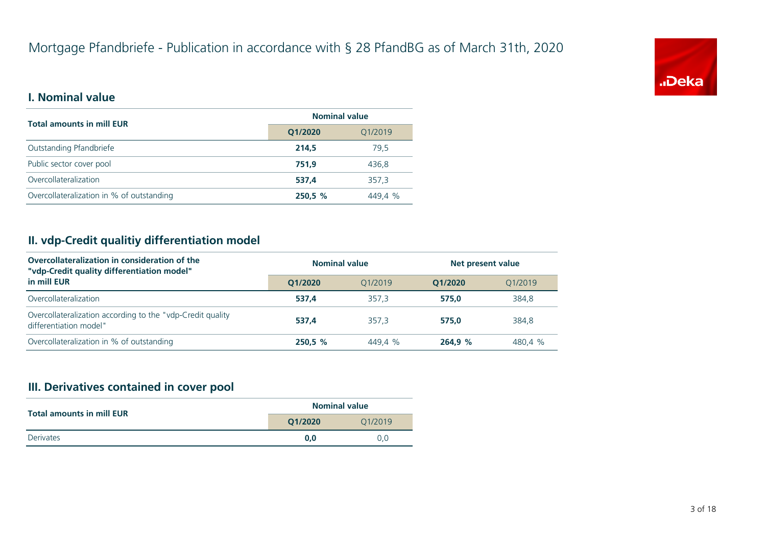# Mortgage Pfandbriefe - Publication in accordance with § 28 PfandBG as of March 31th, 2020

## I. Nominal value

| Total amounts in mill EUR | Nominal value | |
|---|---|---|
| | **Q1/2020** | Q1/2019 |
| Outstanding Pfandbriefe | **214,5** | 79,5 |
| Public sector cover pool | **751,9** | 436,8 |
| Overcollateralization | **537,4** | 357,3 |
| Overcollateralization in % of outstanding | **250,5 %** | 449,4 % |

## II. vdp-Credit qualitiy differentiation model

| Overcollateralization in consideration of the "vdp-Credit quality differentiation model" in mill EUR | Nominal value | | Net present value | |
|---|---|---|---|---|
| | **Q1/2020** | Q1/2019 | **Q1/2020** | Q1/2019 |
| Overcollateralization | **537,4** | 357,3 | **575,0** | 384,8 |
| Overcollateralization according to the "vdp-Credit quality differentiation model" | **537,4** | 357,3 | **575,0** | 384,8 |
| Overcollateralization in % of outstanding | **250,5 %** | 449,4 % | **264,9 %** | 480,4 % |

## III. Derivatives contained in cover pool

| Total amounts in mill EUR | Nominal value | |
|---|---|---|
| | **Q1/2020** | Q1/2019 |
| Derivates | **0,0** | 0,0 |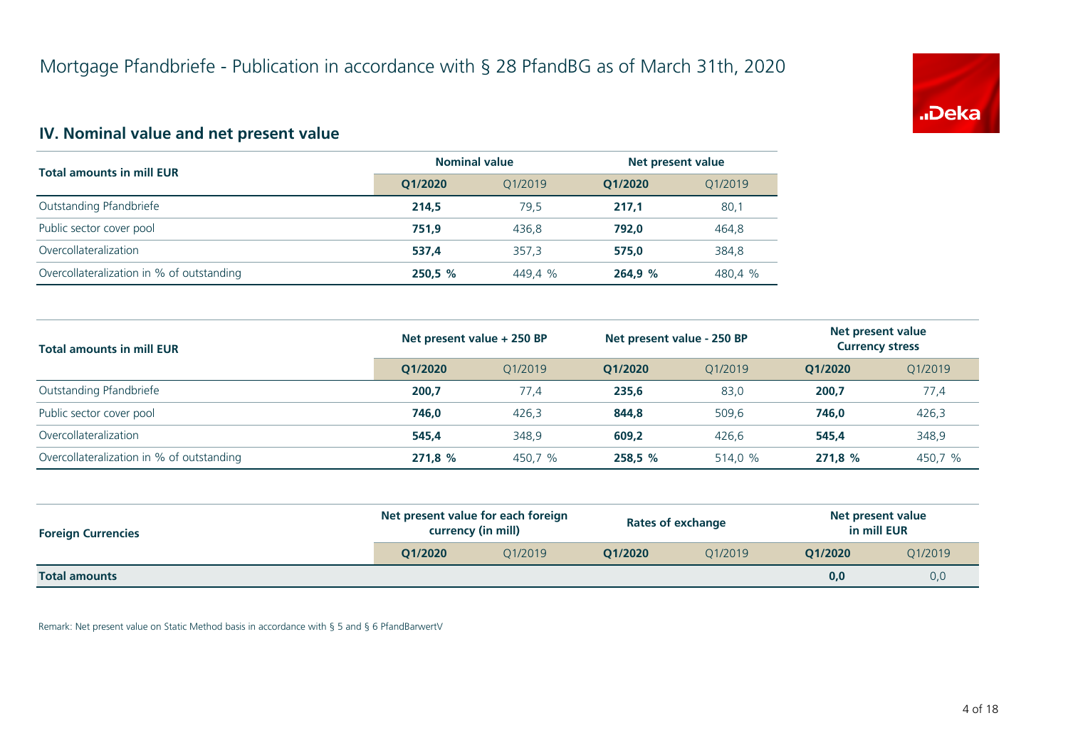# Mortgage Pfandbriefe - Publication in accordance with § 28 PfandBG as of March 31th, 2020

## IV. Nominal value and net present value

| Total amounts in mill EUR | Nominal value | | Net present value | |
|---|---|---|---|---|
| | **Q1/2020** | Q1/2019 | **Q1/2020** | Q1/2019 |
| Outstanding Pfandbriefe | **214,5** | 79,5 | **217,1** | 80,1 |
| Public sector cover pool | **751,9** | 436,8 | **792,0** | 464,8 |
| Overcollateralization | **537,4** | 357,3 | **575,0** | 384,8 |
| Overcollateralization in % of outstanding | **250,5 %** | 449,4 % | **264,9 %** | 480,4 % |

| Total amounts in mill EUR | Net present value + 250 BP | | Net present value - 250 BP | | Net present value Currency stress | |
|---|---|---|---|---|---|---|
| | **Q1/2020** | Q1/2019 | **Q1/2020** | Q1/2019 | **Q1/2020** | Q1/2019 |
| Outstanding Pfandbriefe | **200,7** | 77,4 | **235,6** | 83,0 | **200,7** | 77,4 |
| Public sector cover pool | **746,0** | 426,3 | **844,8** | 509,6 | **746,0** | 426,3 |
| Overcollateralization | **545,4** | 348,9 | **609,2** | 426,6 | **545,4** | 348,9 |
| Overcollateralization in % of outstanding | **271,8 %** | 450,7 % | **258,5 %** | 514,0 % | **271,8 %** | 450,7 % |

| Foreign Currencies | Net present value for each foreign currency (in mill) | | Rates of exchange | | Net present value in mill EUR | |
|---|---|---|---|---|---|---|
| | **Q1/2020** | Q1/2019 | **Q1/2020** | Q1/2019 | **Q1/2020** | Q1/2019 |
| **Total amounts** | | | | | **0,0** | 0,0 |

Remark: Net present value on Static Method basis in accordance with § 5 and § 6 PfandBarwertV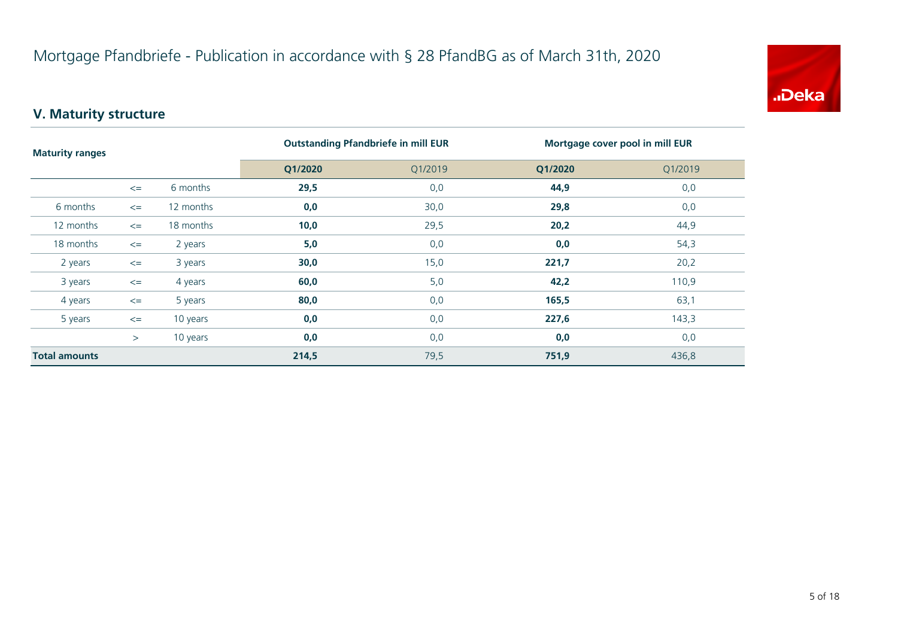# Mortgage Pfandbriefe - Publication in accordance with § 28 PfandBG as of March 31th, 2020

## V. Maturity structure

| Maturity ranges | | | Outstanding Pfandbriefe in mill EUR | | Mortgage cover pool in mill EUR | |
|---|---|---|---|---|---|---|
| | | | **Q1/2020** | Q1/2019 | **Q1/2020** | Q1/2019 |
| | <= | 6 months | **29,5** | 0,0 | **44,9** | 0,0 |
| 6 months | <= | 12 months | **0,0** | 30,0 | **29,8** | 0,0 |
| 12 months | <= | 18 months | **10,0** | 29,5 | **20,2** | 44,9 |
| 18 months | <= | 2 years | **5,0** | 0,0 | **0,0** | 54,3 |
| 2 years | <= | 3 years | **30,0** | 15,0 | **221,7** | 20,2 |
| 3 years | <= | 4 years | **60,0** | 5,0 | **42,2** | 110,9 |
| 4 years | <= | 5 years | **80,0** | 0,0 | **165,5** | 63,1 |
| 5 years | <= | 10 years | **0,0** | 0,0 | **227,6** | 143,3 |
| | > | 10 years | **0,0** | 0,0 | **0,0** | 0,0 |
| **Total amounts** | | | **214,5** | 79,5 | **751,9** | 436,8 |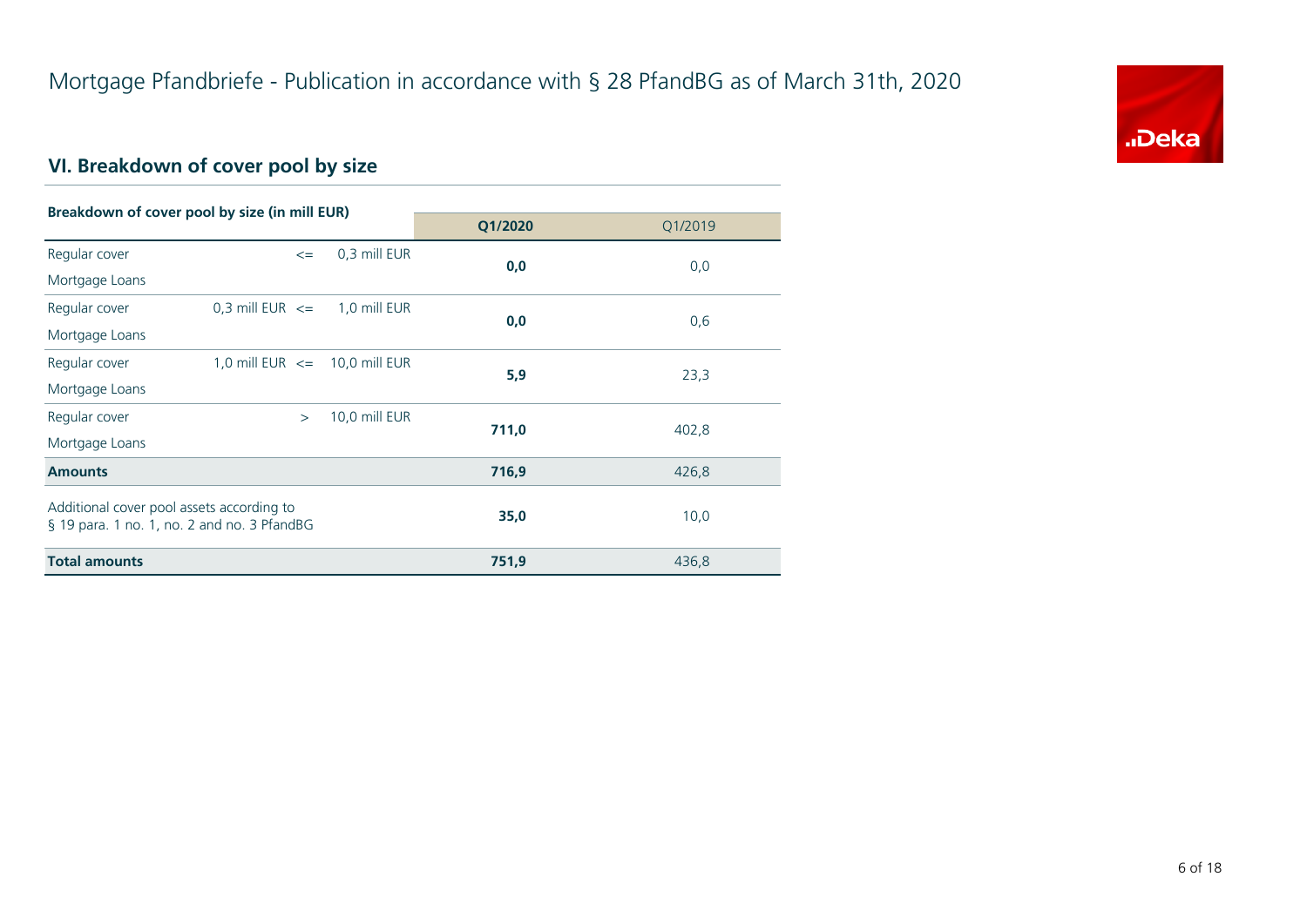# Mortgage Pfandbriefe - Publication in accordance with § 28 PfandBG as of March 31th, 2020

## VI. Breakdown of cover pool by size

| Breakdown of cover pool by size (in mill EUR) | | | Q1/2020 | Q1/2019 |
|---|---|---|---|---|
| Regular cover Mortgage Loans | <= | 0,3 mill EUR | **0,0** | 0,0 |
| Regular cover Mortgage Loans | 0,3 mill EUR <= | 1,0 mill EUR | **0,0** | 0,6 |
| Regular cover Mortgage Loans | 1,0 mill EUR <= | 10,0 mill EUR | **5,9** | 23,3 |
| Regular cover Mortgage Loans | > | 10,0 mill EUR | **711,0** | 402,8 |
| **Amounts** | | | **716,9** | 426,8 |
| Additional cover pool assets according to § 19 para. 1 no. 1, no. 2 and no. 3 PfandBG | | | **35,0** | 10,0 |
| **Total amounts** | | | **751,9** | 436,8 |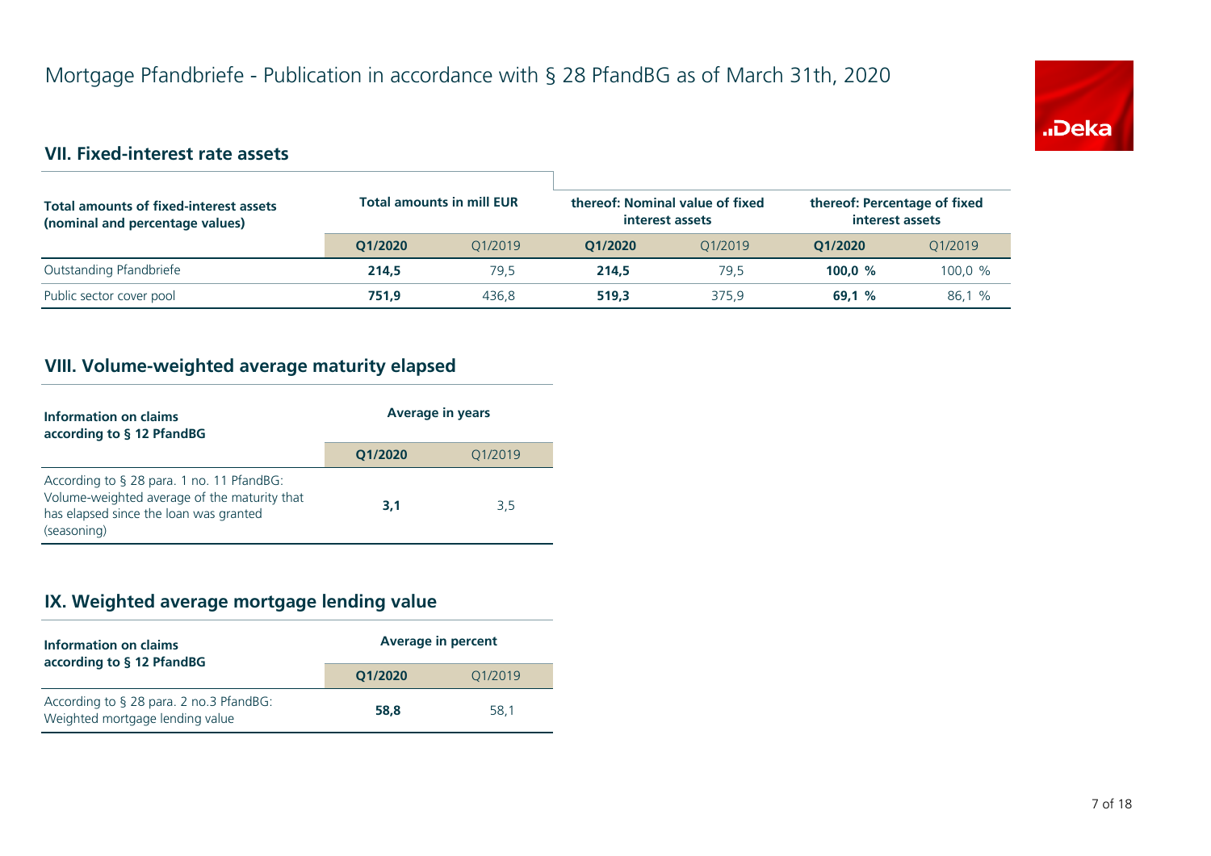# Mortgage Pfandbriefe - Publication in accordance with § 28 PfandBG as of March 31th, 2020

## VII. Fixed-interest rate assets

| Total amounts of fixed-interest assets (nominal and percentage values) | Total amounts in mill EUR | | thereof: Nominal value of fixed interest assets | | thereof: Percentage of fixed interest assets | |
|---|---|---|---|---|---|---|
| | **Q1/2020** | Q1/2019 | **Q1/2020** | Q1/2019 | **Q1/2020** | Q1/2019 |
| Outstanding Pfandbriefe | **214,5** | 79,5 | **214,5** | 79,5 | **100,0 %** | 100,0 % |
| Public sector cover pool | **751,9** | 436,8 | **519,3** | 375,9 | **69,1 %** | 86,1 % |

## VIII. Volume-weighted average maturity elapsed

| Information on claims according to § 12 PfandBG | Average in years | |
|---|---|---|
| | **Q1/2020** | Q1/2019 |
| According to § 28 para. 1 no. 11 PfandBG: Volume-weighted average of the maturity that has elapsed since the loan was granted (seasoning) | **3,1** | 3,5 |

## IX. Weighted average mortgage lending value

| Information on claims according to § 12 PfandBG | Average in percent | |
|---|---|---|
| | **Q1/2020** | Q1/2019 |
| According to § 28 para. 2 no.3 PfandBG: Weighted mortgage lending value | **58,8** | 58,1 |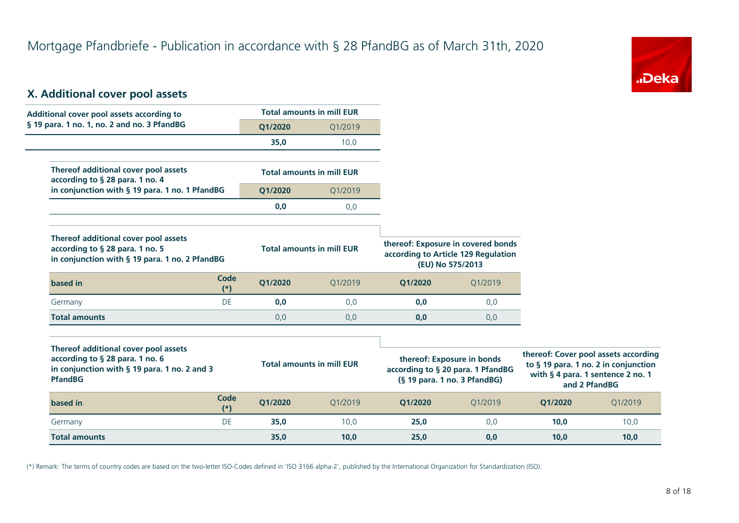# Mortgage Pfandbriefe - Publication in accordance with § 28 PfandBG as of March 31th, 2020

## X. Additional cover pool assets

| Additional cover pool assets according to § 19 para. 1 no. 1, no. 2 and no. 3 PfandBG | Total amounts in mill EUR | |
|---|---|---|
| | **Q1/2020** | Q1/2019 |
| | **35,0** | 10,0 |

| Thereof additional cover pool assets according to § 28 para. 1 no. 4 in conjunction with § 19 para. 1 no. 1 PfandBG | Total amounts in mill EUR | |
|---|---|---|
| | **Q1/2020** | Q1/2019 |
| | **0,0** | 0,0 |

| Thereof additional cover pool assets according to § 28 para. 1 no. 5 in conjunction with § 19 para. 1 no. 2 PfandBG | | Total amounts in mill EUR | | thereof: Exposure in covered bonds according to Article 129 Regulation (EU) No 575/2013 | |
|---|---|---|---|---|---|
| **based in** | **Code (*)** | **Q1/2020** | Q1/2019 | **Q1/2020** | Q1/2019 |
| Germany | DE | **0,0** | 0,0 | **0,0** | 0,0 |
| **Total amounts** | | 0,0 | 0,0 | **0,0** | 0,0 |

| Thereof additional cover pool assets according to § 28 para. 1 no. 6 in conjunction with § 19 para. 1 no. 2 and 3 PfandBG | | Total amounts in mill EUR | | thereof: Exposure in bonds according to § 20 para. 1 PfandBG (§ 19 para. 1 no. 3 PfandBG) | | thereof: Cover pool assets according to § 19 para. 1 no. 2 in conjunction with § 4 para. 1 sentence 2 no. 1 and 2 PfandBG | |
|---|---|---|---|---|---|---|---|
| **based in** | **Code (*)** | **Q1/2020** | Q1/2019 | **Q1/2020** | Q1/2019 | **Q1/2020** | Q1/2019 |
| Germany | DE | **35,0** | 10,0 | **25,0** | 0,0 | **10,0** | 10,0 |
| **Total amounts** | | **35,0** | **10,0** | **25,0** | **0,0** | **10,0** | **10,0** |

(*) Remark: The terms of country codes are based on the two-letter ISO-Codes defined in 'ISO 3166 alpha-2', published by the International Organization for Standardization (ISO).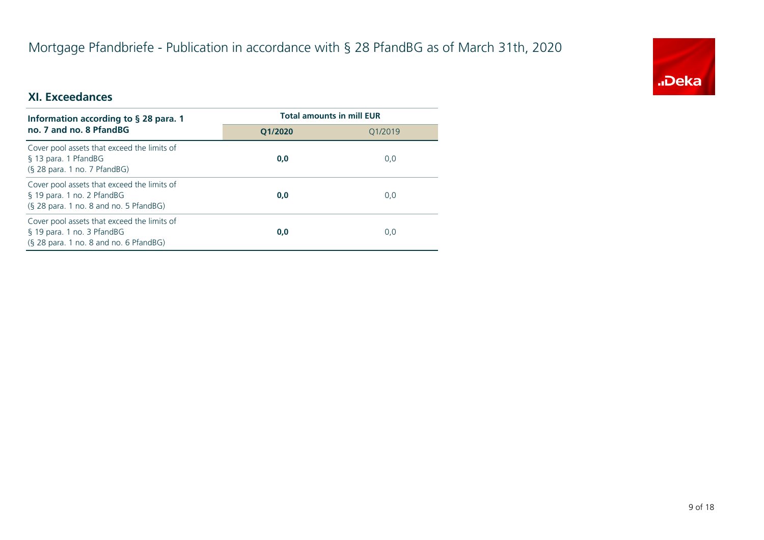# Mortgage Pfandbriefe - Publication in accordance with § 28 PfandBG as of March 31th, 2020

## XI. Exceedances

| Information according to § 28 para. 1 no. 7 and no. 8 PfandBG | Total amounts in mill EUR | |
|---|---|---|
| | **Q1/2020** | Q1/2019 |
| Cover pool assets that exceed the limits of § 13 para. 1 PfandBG (§ 28 para. 1 no. 7 PfandBG) | **0,0** | 0,0 |
| Cover pool assets that exceed the limits of § 19 para. 1 no. 2 PfandBG (§ 28 para. 1 no. 8 and no. 5 PfandBG) | **0,0** | 0,0 |
| Cover pool assets that exceed the limits of § 19 para. 1 no. 3 PfandBG (§ 28 para. 1 no. 8 and no. 6 PfandBG) | **0,0** | 0,0 |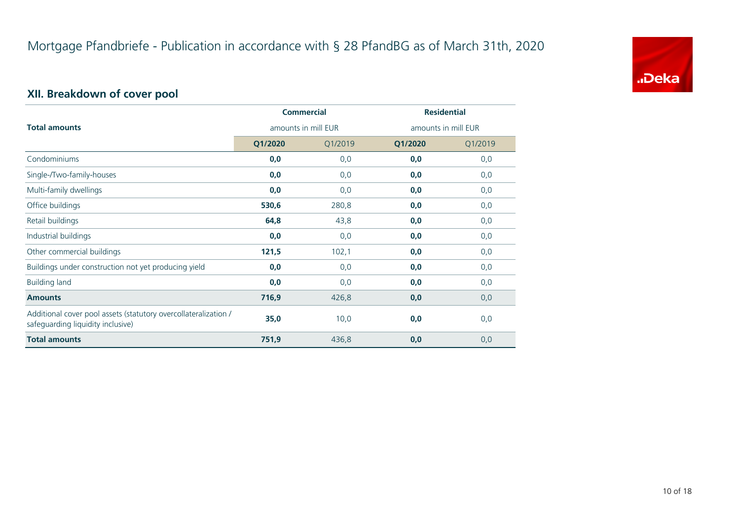# Mortgage Pfandbriefe - Publication in accordance with § 28 PfandBG as of March 31th, 2020

## XII. Breakdown of cover pool

| Total amounts | Commercial amounts in mill EUR | | Residential amounts in mill EUR | |
|---|---|---|---|---|
| | **Q1/2020** | Q1/2019 | **Q1/2020** | Q1/2019 |
| Condominiums | **0,0** | 0,0 | **0,0** | 0,0 |
| Single-/Two-family-houses | **0,0** | 0,0 | **0,0** | 0,0 |
| Multi-family dwellings | **0,0** | 0,0 | **0,0** | 0,0 |
| Office buildings | **530,6** | 280,8 | **0,0** | 0,0 |
| Retail buildings | **64,8** | 43,8 | **0,0** | 0,0 |
| Industrial buildings | **0,0** | 0,0 | **0,0** | 0,0 |
| Other commercial buildings | **121,5** | 102,1 | **0,0** | 0,0 |
| Buildings under construction not yet producing yield | **0,0** | 0,0 | **0,0** | 0,0 |
| Building land | **0,0** | 0,0 | **0,0** | 0,0 |
| **Amounts** | **716,9** | 426,8 | **0,0** | 0,0 |
| Additional cover pool assets (statutory overcollateralization / safeguarding liquidity inclusive) | **35,0** | 10,0 | **0,0** | 0,0 |
| **Total amounts** | **751,9** | 436,8 | **0,0** | 0,0 |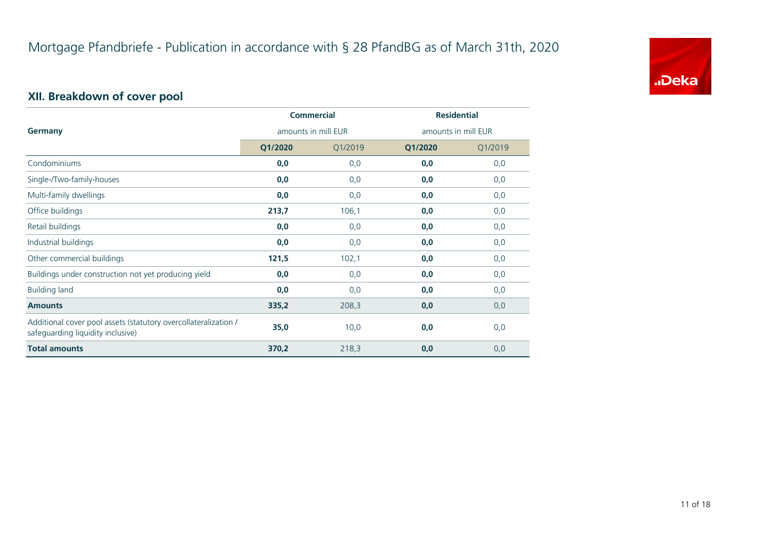# Mortgage Pfandbriefe - Publication in accordance with § 28 PfandBG as of March 31th, 2020

## XII. Breakdown of cover pool

| Germany | Commercial | | Residential | |
|---|---|---|---|---|
| | amounts in mill EUR | | amounts in mill EUR | |
| | **Q1/2020** | Q1/2019 | **Q1/2020** | Q1/2019 |
| Condominiums | **0,0** | 0,0 | **0,0** | 0,0 |
| Single-/Two-family-houses | **0,0** | 0,0 | **0,0** | 0,0 |
| Multi-family dwellings | **0,0** | 0,0 | **0,0** | 0,0 |
| Office buildings | **213,7** | 106,1 | **0,0** | 0,0 |
| Retail buildings | **0,0** | 0,0 | **0,0** | 0,0 |
| Industrial buildings | **0,0** | 0,0 | **0,0** | 0,0 |
| Other commercial buildings | **121,5** | 102,1 | **0,0** | 0,0 |
| Buildings under construction not yet producing yield | **0,0** | 0,0 | **0,0** | 0,0 |
| Building land | **0,0** | 0,0 | **0,0** | 0,0 |
| **Amounts** | **335,2** | 208,3 | **0,0** | 0,0 |
| Additional cover pool assets (statutory overcollateralization / safeguarding liquidity inclusive) | **35,0** | 10,0 | **0,0** | 0,0 |
| **Total amounts** | **370,2** | 218,3 | **0,0** | 0,0 |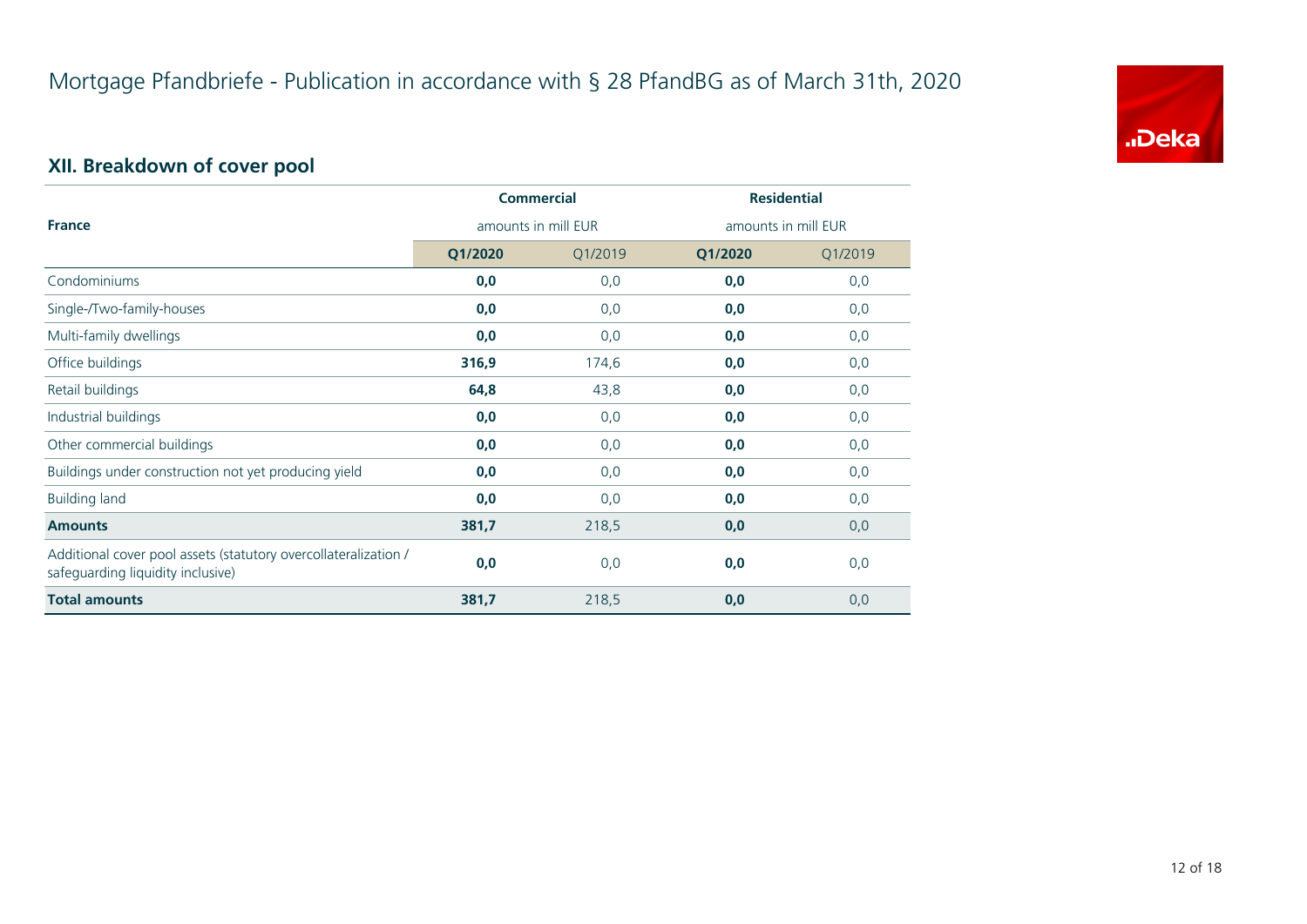# Mortgage Pfandbriefe - Publication in accordance with § 28 PfandBG as of March 31th, 2020

## XII. Breakdown of cover pool

| France | Commercial amounts in mill EUR | | Residential amounts in mill EUR | |
|---|---|---|---|---|
| | **Q1/2020** | Q1/2019 | **Q1/2020** | Q1/2019 |
| Condominiums | **0,0** | 0,0 | **0,0** | 0,0 |
| Single-/Two-family-houses | **0,0** | 0,0 | **0,0** | 0,0 |
| Multi-family dwellings | **0,0** | 0,0 | **0,0** | 0,0 |
| Office buildings | **316,9** | 174,6 | **0,0** | 0,0 |
| Retail buildings | **64,8** | 43,8 | **0,0** | 0,0 |
| Industrial buildings | **0,0** | 0,0 | **0,0** | 0,0 |
| Other commercial buildings | **0,0** | 0,0 | **0,0** | 0,0 |
| Buildings under construction not yet producing yield | **0,0** | 0,0 | **0,0** | 0,0 |
| Building land | **0,0** | 0,0 | **0,0** | 0,0 |
| **Amounts** | **381,7** | 218,5 | **0,0** | 0,0 |
| Additional cover pool assets (statutory overcollateralization / safeguarding liquidity inclusive) | **0,0** | 0,0 | **0,0** | 0,0 |
| **Total amounts** | **381,7** | 218,5 | **0,0** | 0,0 |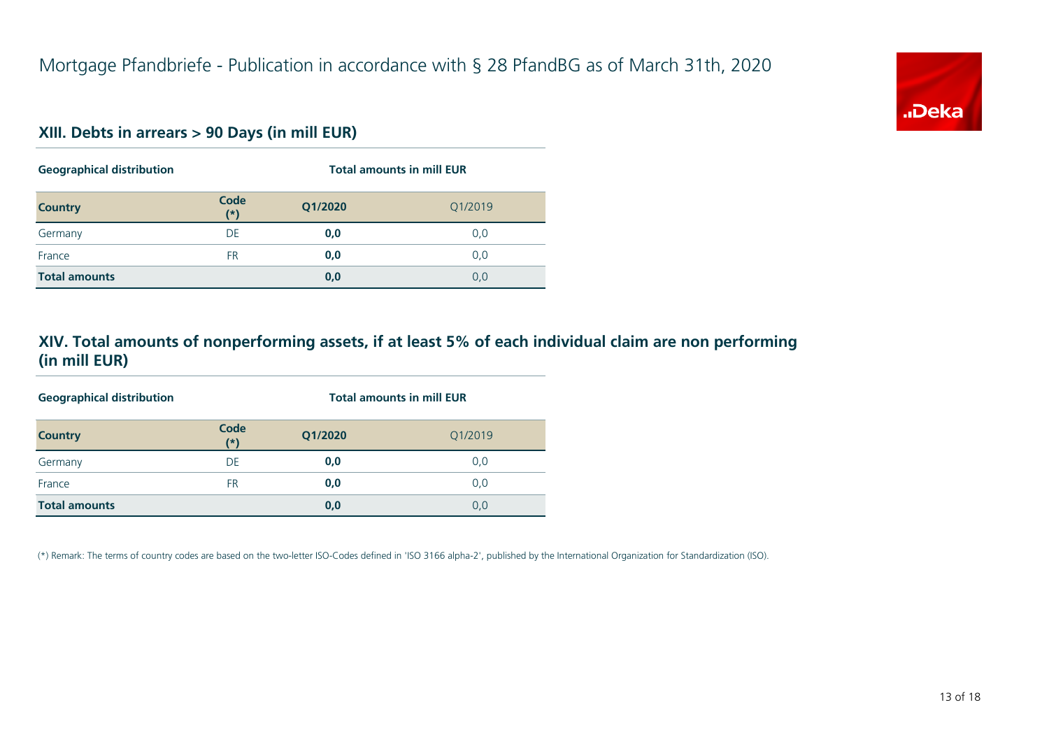# Mortgage Pfandbriefe - Publication in accordance with § 28 PfandBG as of March 31th, 2020

## XIII. Debts in arrears > 90 Days (in mill EUR)

| Geographical distribution | | Total amounts in mill EUR | |
|---|---|---|---|
| **Country** | **Code (*)** | **Q1/2020** | Q1/2019 |
| Germany | DE | **0,0** | 0,0 |
| France | FR | **0,0** | 0,0 |
| **Total amounts** | | **0,0** | 0,0 |

## XIV. Total amounts of nonperforming assets, if at least 5% of each individual claim are non performing (in mill EUR)

| Geographical distribution | | Total amounts in mill EUR | |
|---|---|---|---|
| **Country** | **Code (*)** | **Q1/2020** | Q1/2019 |
| Germany | DE | **0,0** | 0,0 |
| France | FR | **0,0** | 0,0 |
| **Total amounts** | | **0,0** | 0,0 |

(*) Remark: The terms of country codes are based on the two-letter ISO-Codes defined in 'ISO 3166 alpha-2', published by the International Organization for Standardization (ISO).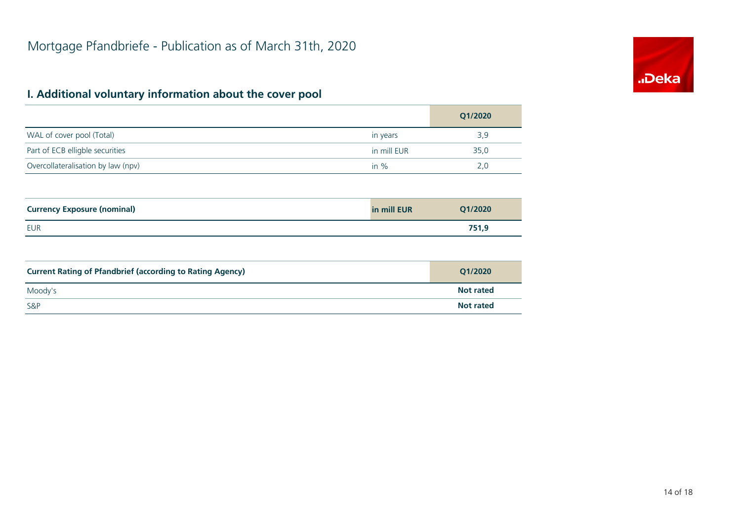# Mortgage Pfandbriefe - Publication as of March 31th, 2020

## I. Additional voluntary information about the cover pool

| | | Q1/2020 |
|---|---|---|
| WAL of cover pool (Total) | in years | 3,9 |
| Part of ECB elligble securities | in mill EUR | 35,0 |
| Overcollateralisation by law (npv) | in % | 2,0 |

| **Currency Exposure (nominal)** | **in mill EUR** | **Q1/2020** |
|---|---|---|
| EUR | | **751,9** |

| **Current Rating of Pfandbrief (according to Rating Agency)** | **Q1/2020** |
|---|---|
| Moody's | **Not rated** |
| S&P | **Not rated** |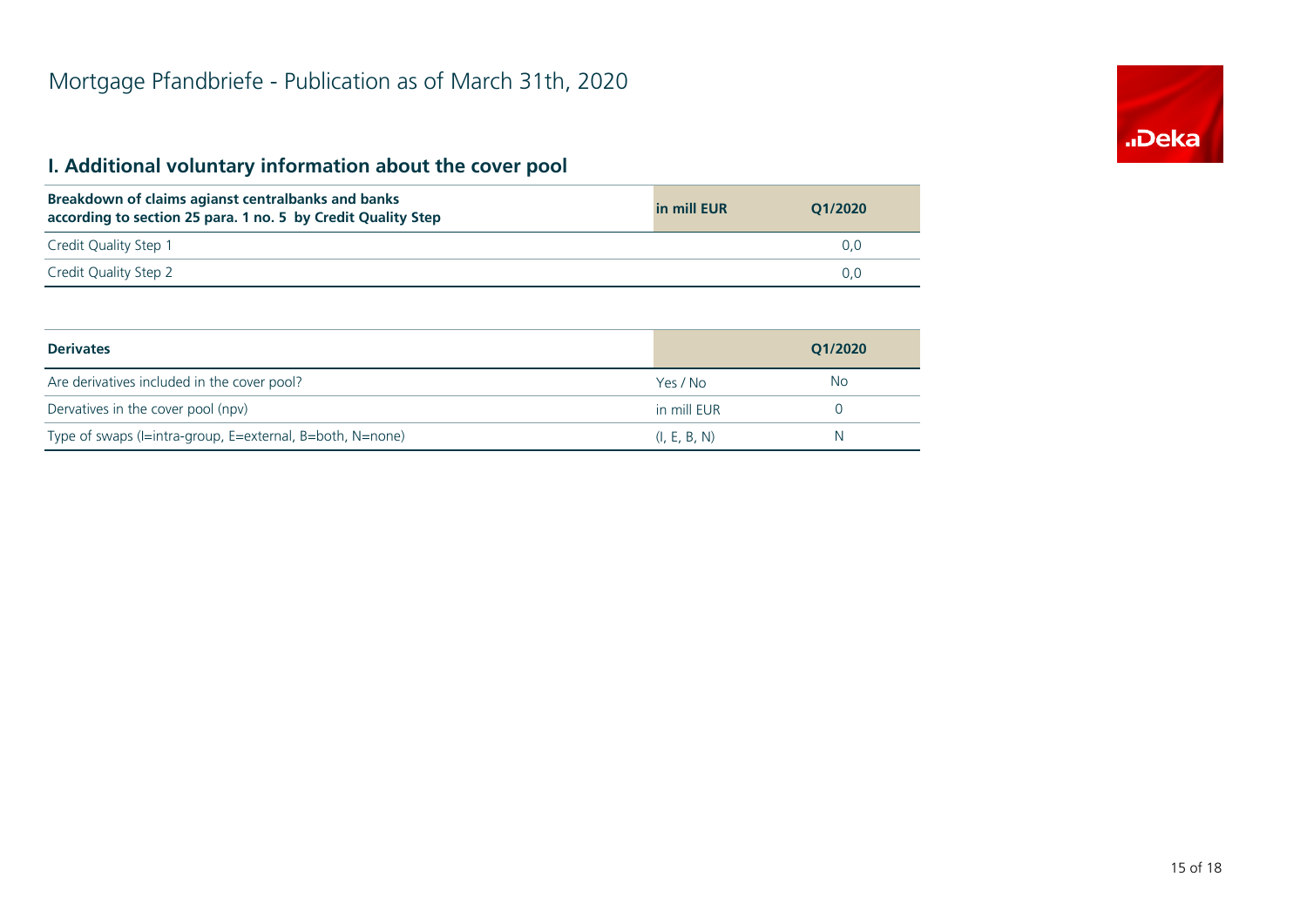# Mortgage Pfandbriefe - Publication as of March 31th, 2020

## I. Additional voluntary information about the cover pool

| Breakdown of claims agianst centralbanks and banks according to section 25 para. 1 no. 5 by Credit Quality Step | in mill EUR | Q1/2020 |
|---|---|---|
| Credit Quality Step 1 | | 0,0 |
| Credit Quality Step 2 | | 0,0 |

| Derivates | | Q1/2020 |
|---|---|---|
| Are derivatives included in the cover pool? | Yes / No | No |
| Dervatives in the cover pool (npv) | in mill EUR | 0 |
| Type of swaps (I=intra-group, E=external, B=both, N=none) | (I, E, B, N) | N |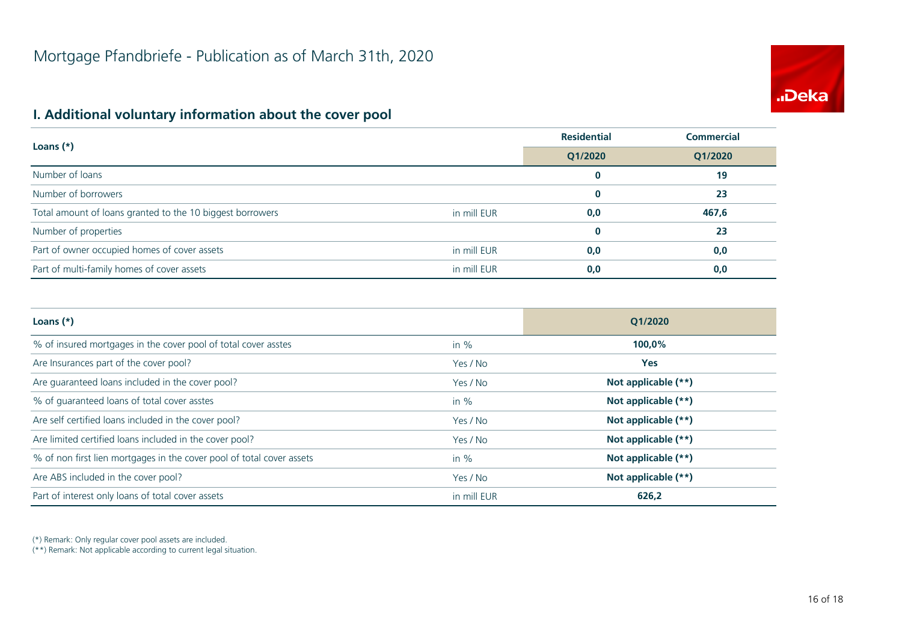# Mortgage Pfandbriefe - Publication as of March 31th, 2020

## I. Additional voluntary information about the cover pool

| Loans (*) | | Residential | Commercial |
|---|---|---|---|
| | | Q1/2020 | Q1/2020 |
| Number of loans | | **0** | **19** |
| Number of borrowers | | **0** | **23** |
| Total amount of loans granted to the 10 biggest borrowers | in mill EUR | **0,0** | **467,6** |
| Number of properties | | **0** | **23** |
| Part of owner occupied homes of cover assets | in mill EUR | **0,0** | **0,0** |
| Part of multi-family homes of cover assets | in mill EUR | **0,0** | **0,0** |

| Loans (*) | | Q1/2020 |
|---|---|---|
| % of insured mortgages in the cover pool of total cover asstes | in % | **100,0%** |
| Are Insurances part of the cover pool? | Yes / No | **Yes** |
| Are guaranteed loans included in the cover pool? | Yes / No | **Not applicable (**)** |
| % of guaranteed loans of total cover asstes | in % | **Not applicable (**)** |
| Are self certified loans included in the cover pool? | Yes / No | **Not applicable (**)** |
| Are limited certified loans included in the cover pool? | Yes / No | **Not applicable (**)** |
| % of non first lien mortgages in the cover pool of total cover assets | in % | **Not applicable (**)** |
| Are ABS included in the cover pool? | Yes / No | **Not applicable (**)** |
| Part of interest only loans of total cover assets | in mill EUR | **626,2** |

(*) Remark: Only regular cover pool assets are included.
(**) Remark: Not applicable according to current legal situation.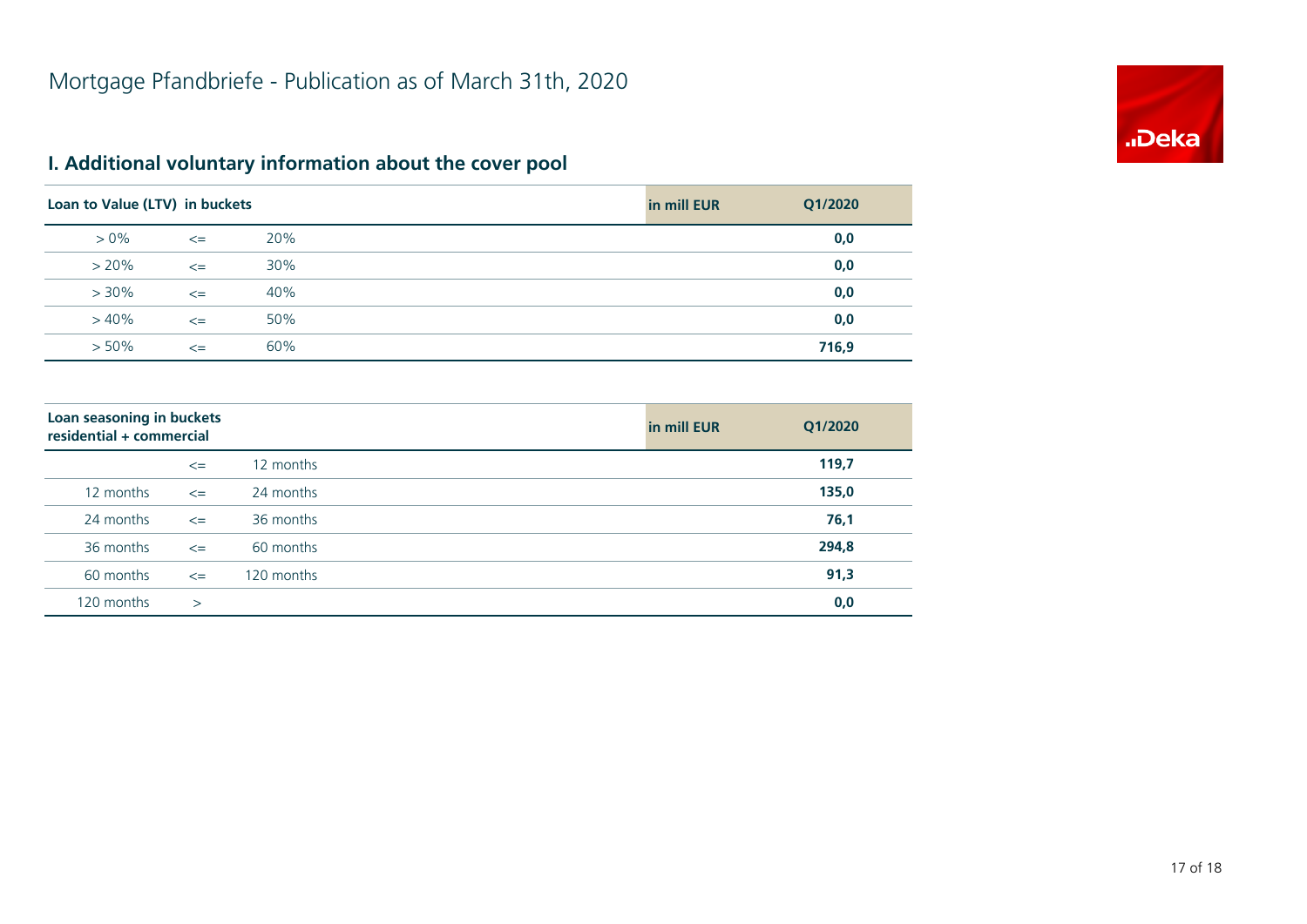# Mortgage Pfandbriefe - Publication as of March 31th, 2020

## I. Additional voluntary information about the cover pool

| Loan to Value (LTV) in buckets | | | in mill EUR | Q1/2020 |
|---|---|---|---|---|
| > 0% | <= | 20% | | **0,0** |
| > 20% | <= | 30% | | **0,0** |
| > 30% | <= | 40% | | **0,0** |
| > 40% | <= | 50% | | **0,0** |
| > 50% | <= | 60% | | **716,9** |

| Loan seasoning in buckets residential + commercial | | | in mill EUR | Q1/2020 |
|---|---|---|---|---|
| | <= | 12 months | | **119,7** |
| 12 months | <= | 24 months | | **135,0** |
| 24 months | <= | 36 months | | **76,1** |
| 36 months | <= | 60 months | | **294,8** |
| 60 months | <= | 120 months | | **91,3** |
| 120 months | > | | | **0,0** |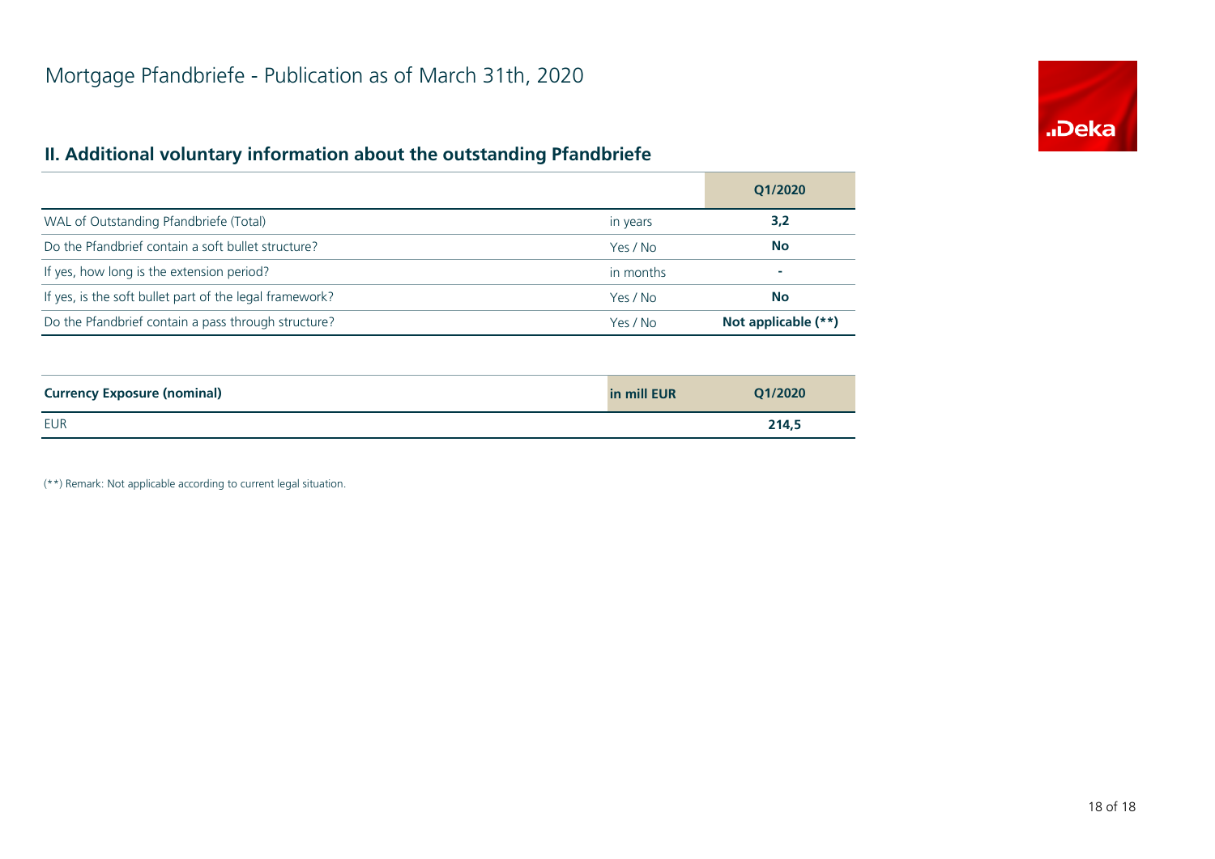# Mortgage Pfandbriefe - Publication as of March 31th, 2020

## II. Additional voluntary information about the outstanding Pfandbriefe

| | | Q1/2020 |
|---|---|---|
| WAL of Outstanding Pfandbriefe (Total) | in years | **3,2** |
| Do the Pfandbrief contain a soft bullet structure? | Yes / No | **No** |
| If yes, how long is the extension period? | in months | **-** |
| If yes, is the soft bullet part of the legal framework? | Yes / No | **No** |
| Do the Pfandbrief contain a pass through structure? | Yes / No | **Not applicable (**)** |

| **Currency Exposure (nominal)** | **in mill EUR** | **Q1/2020** |
|---|---|---|
| EUR | | **214,5** |

(**) Remark: Not applicable according to current legal situation.